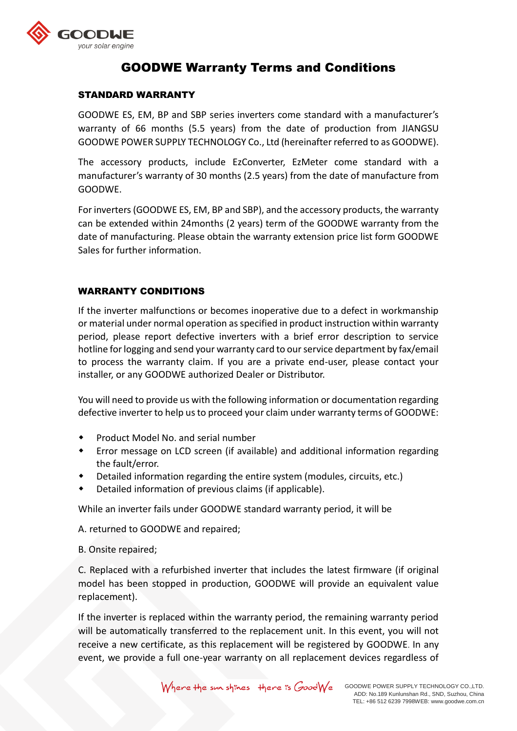# GOODWE Warranty Terms and Conditions

## STANDARD WARRANTY

GOODWE ES, EM, BP and SBP series inverters come standard with a manufacturer's warranty of 66 months (5.5 years) from the date of production from JIANGSU GOODWE POWER SUPPLY TECHNOLOGY Co., Ltd (hereinafter referred to as GOODWE).

The accessory products, include EzConverter, EzMeter come standard with a manufacturer's warranty of 30 months (2.5 years) from the date of manufacture from GOODWE.

For inverters (GOODWE ES, EM, BP and SBP), and the accessory products, the warranty can be extended within 24months (2 years) term of the GOODWE warranty from the date of manufacturing. Please obtain the warranty extension price list form GOODWE Sales for further information.

## WARRANTY CONDITIONS

If the inverter malfunctions or becomes inoperative due to a defect in workmanship or material under normal operation as specified in product instruction within warranty period, please report defective inverters with a brief error description to service hotline for logging and send your warranty card to our service department by fax/email to process the warranty claim. If you are a private end-user, please contact your installer, or any GOODWE authorized Dealer or Distributor.

You will need to provide us with the following information or documentation regarding defective inverter to help us to proceed your claim under warranty terms of GOODWE:

- Product Model No. and serial number
- Error message on LCD screen (if available) and additional information regarding the fault/error.
- Detailed information regarding the entire system (modules, circuits, etc.)
- Detailed information of previous claims (if applicable).

While an inverter fails under GOODWE standard warranty period, it will be

A. returned to GOODWE and repaired;

B. Onsite repaired;

C. Replaced with a refurbished inverter that includes the latest firmware (if original model has been stopped in production, GOODWE will provide an equivalent value replacement).

If the inverter is replaced within the warranty period, the remaining warranty period will be automatically transferred to the replacement unit. In this event, you will not receive a new certificate, as this replacement will be registered by GOODWE. In any event, we provide a full one-year warranty on all replacement devices regardless of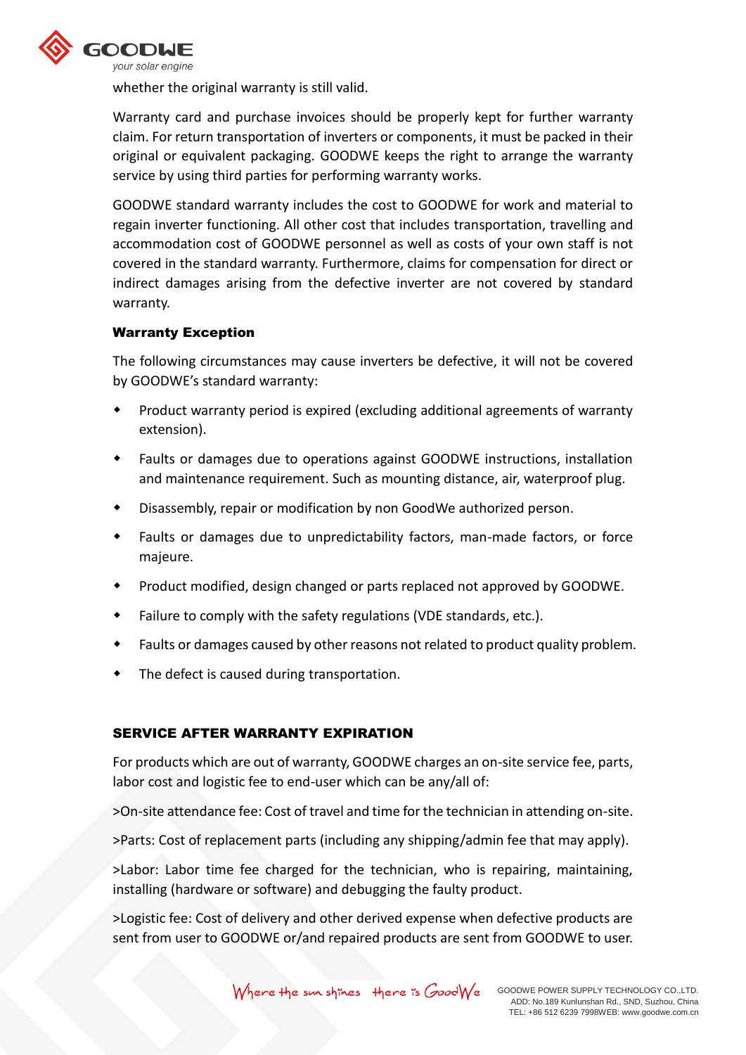whether the original warranty is still valid.

Warranty card and purchase invoices should be properly kept for further warranty claim. For return transportation of inverters or components, it must be packed in their original or equivalent packaging. GOODWE keeps the right to arrange the warranty service by using third parties for performing warranty works.

GOODWE standard warranty includes the cost to GOODWE for work and material to regain inverter functioning. All other cost that includes transportation, travelling and accommodation cost of GOODWE personnel as well as costs of your own staff is not covered in the standard warranty. Furthermore, claims for compensation for direct or indirect damages arising from the defective inverter are not covered by standard warranty.

**Warranty Exception**

The following circumstances may cause inverters be defective, it will not be covered by GOODWE's standard warranty:

- Product warranty period is expired (excluding additional agreements of warranty extension).
- Faults or damages due to operations against GOODWE instructions, installation and maintenance requirement. Such as mounting distance, air, waterproof plug.
- Disassembly, repair or modification by non GoodWe authorized person.
- Faults or damages due to unpredictability factors, man-made factors, or force majeure.
- Product modified, design changed or parts replaced not approved by GOODWE.
- Failure to comply with the safety regulations (VDE standards, etc.).
- Faults or damages caused by other reasons not related to product quality problem.
- The defect is caused during transportation.

## SERVICE AFTER WARRANTY EXPIRATION

For products which are out of warranty, GOODWE charges an on-site service fee, parts, labor cost and logistic fee to end-user which can be any/all of:

>On-site attendance fee: Cost of travel and time for the technician in attending on-site.

>Parts: Cost of replacement parts (including any shipping/admin fee that may apply).

>Labor: Labor time fee charged for the technician, who is repairing, maintaining, installing (hardware or software) and debugging the faulty product.

>Logistic fee: Cost of delivery and other derived expense when defective products are sent from user to GOODWE or/and repaired products are sent from GOODWE to user.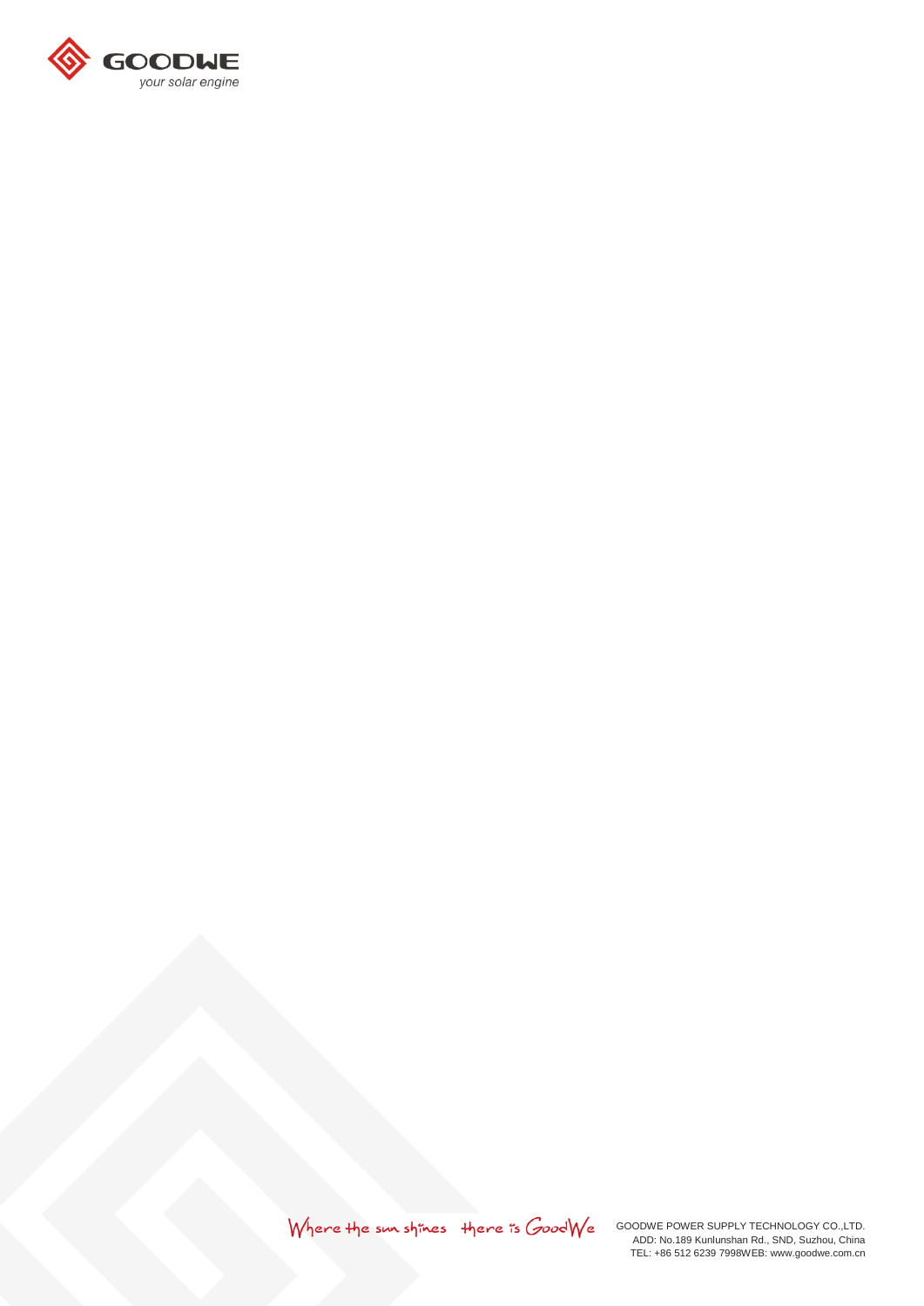Where the sun shines there is GoodWe

GOODWE POWER SUPPLY TECHNOLOGY CO.,LTD.
ADD: No.189 Kunlunshan Rd., SND, Suzhou, China
TEL: +86 512 6239 7998WEB: www.goodwe.com.cn